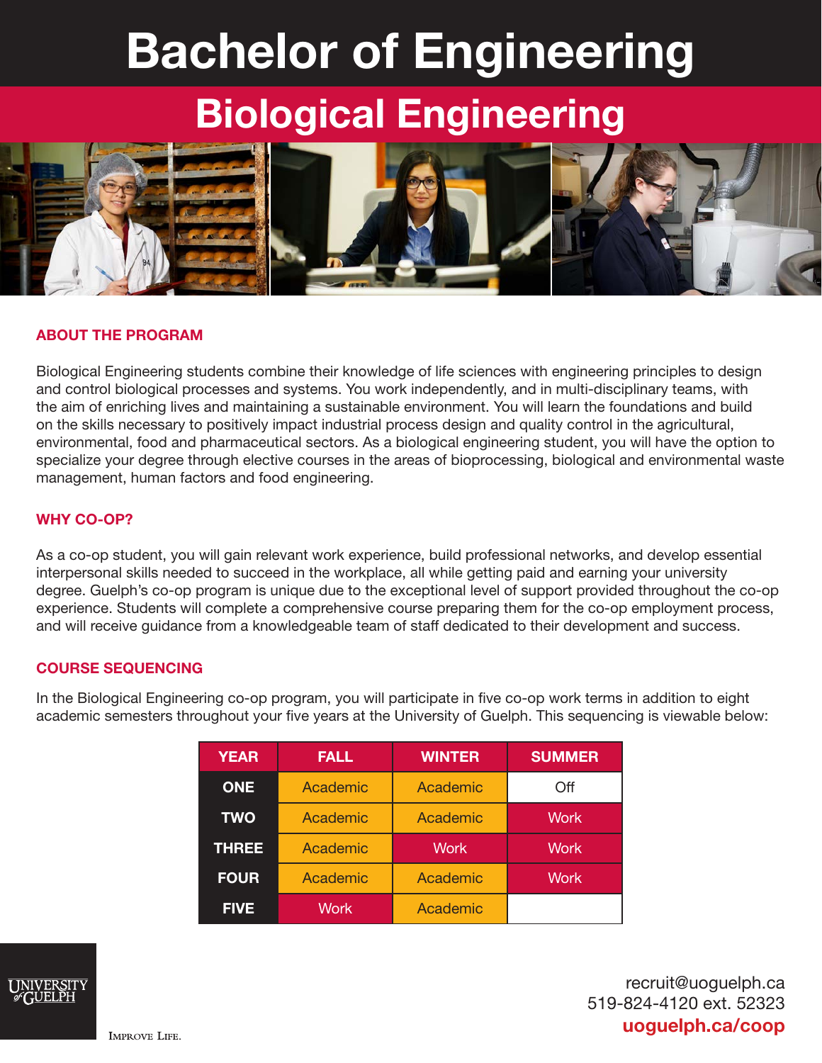# Bachelor of Engineering

## Biological Engineering

### ABOUT THE PROGRAM

Biological Engineering students combine their knowledge of life sciences with engineering principles to design and control biological processes and systems. You work independently, and in multi-disciplinary teams, with the aim of enriching lives and maintaining a sustainable environment. You will learn the foundations and build on the skills necessary to positively impact industrial process design and quality control in the agricultural, environmental, food and pharmaceutical sectors. As a biological engineering student, you will have the option to specialize your degree through elective courses in the areas of bioprocessing, biological and environmental waste management, human factors and food engineering.

### WHY CO-OP?

As a co-op student, you will gain relevant work experience, build professional networks, and develop essential interpersonal skills needed to succeed in the workplace, all while getting paid and earning your university degree. Guelph's co-op program is unique due to the exceptional level of support provided throughout the co-op experience. Students will complete a comprehensive course preparing them for the co-op employment process, and will receive guidance from a knowledgeable team of staff dedicated to their development and success.

### COURSE SEQUENCING

In the Biological Engineering co-op program, you will participate in five co-op work terms in addition to eight academic semesters throughout your five years at the University of Guelph. This sequencing is viewable below:

| YEAR | FALL | WINTER | SUMMER |
|---|---|---|---|
| ONE | Academic | Academic | Off |
| TWO | Academic | Academic | Work |
| THREE | Academic | Work | Work |
| FOUR | Academic | Academic | Work |
| FIVE | Work | Academic | |

UNIVERSITY of GUELPH

IMPROVE LIFE.

recruit@uoguelph.ca
519-824-4120 ext. 52323
**uoguelph.ca/coop**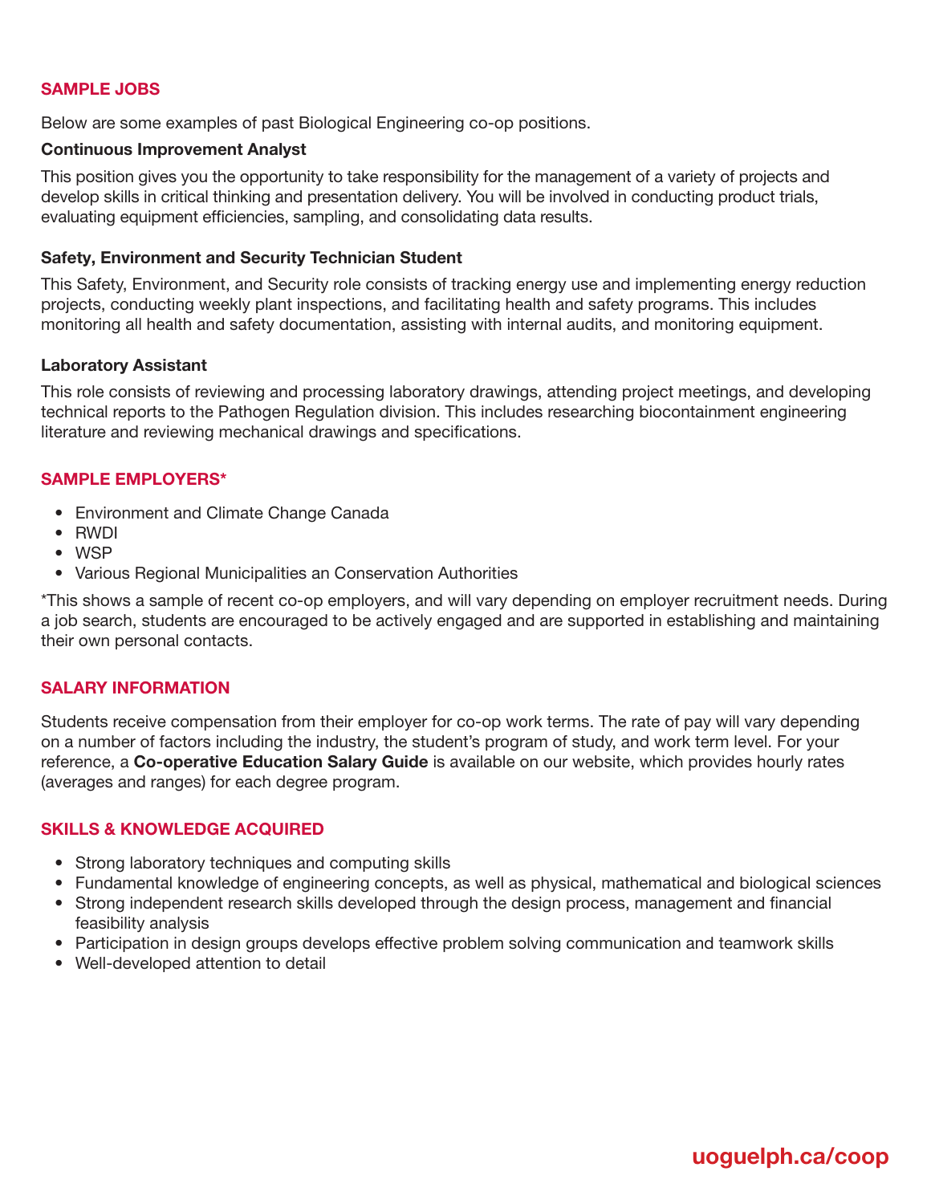## SAMPLE JOBS

Below are some examples of past Biological Engineering co-op positions.

**Continuous Improvement Analyst**

This position gives you the opportunity to take responsibility for the management of a variety of projects and develop skills in critical thinking and presentation delivery. You will be involved in conducting product trials, evaluating equipment efficiencies, sampling, and consolidating data results.

**Safety, Environment and Security Technician Student**

This Safety, Environment, and Security role consists of tracking energy use and implementing energy reduction projects, conducting weekly plant inspections, and facilitating health and safety programs. This includes monitoring all health and safety documentation, assisting with internal audits, and monitoring equipment.

**Laboratory Assistant**

This role consists of reviewing and processing laboratory drawings, attending project meetings, and developing technical reports to the Pathogen Regulation division. This includes researching biocontainment engineering literature and reviewing mechanical drawings and specifications.

## SAMPLE EMPLOYERS*

- Environment and Climate Change Canada
- RWDI
- WSP
- Various Regional Municipalities an Conservation Authorities

*This shows a sample of recent co-op employers, and will vary depending on employer recruitment needs. During a job search, students are encouraged to be actively engaged and are supported in establishing and maintaining their own personal contacts.

## SALARY INFORMATION

Students receive compensation from their employer for co-op work terms. The rate of pay will vary depending on a number of factors including the industry, the student's program of study, and work term level. For your reference, a **Co-operative Education Salary Guide** is available on our website, which provides hourly rates (averages and ranges) for each degree program.

## SKILLS & KNOWLEDGE ACQUIRED

- Strong laboratory techniques and computing skills
- Fundamental knowledge of engineering concepts, as well as physical, mathematical and biological sciences
- Strong independent research skills developed through the design process, management and financial feasibility analysis
- Participation in design groups develops effective problem solving communication and teamwork skills
- Well-developed attention to detail

**uoguelph.ca/coop**